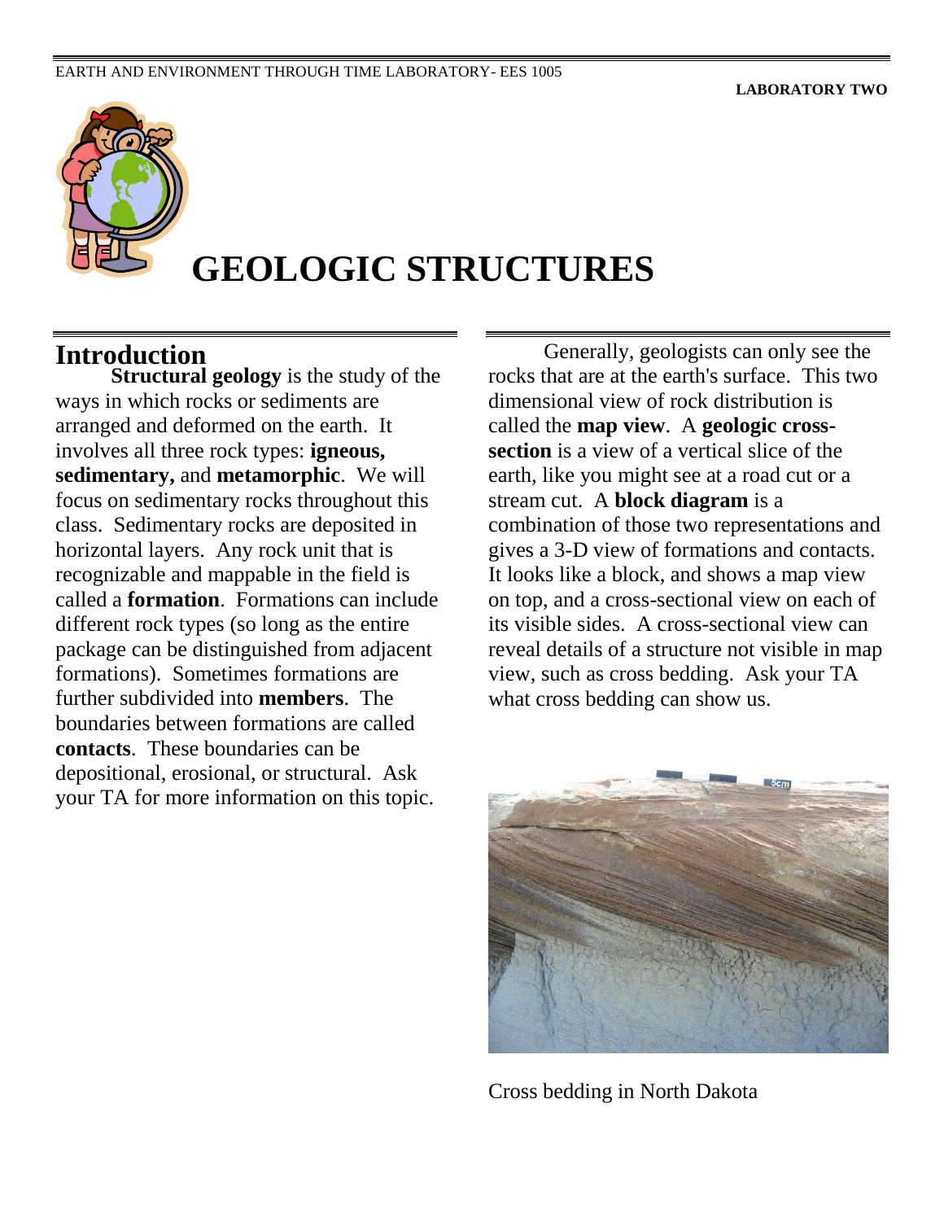# GEOLOGIC STRUCTURES

## Introduction

**Structural geology** is the study of the ways in which rocks or sediments are arranged and deformed on the earth. It involves all three rock types: **igneous, sedimentary,** and **metamorphic**. We will focus on sedimentary rocks throughout this class. Sedimentary rocks are deposited in horizontal layers. Any rock unit that is recognizable and mappable in the field is called a **formation**. Formations can include different rock types (so long as the entire package can be distinguished from adjacent formations). Sometimes formations are further subdivided into **members**. The boundaries between formations are called **contacts**. These boundaries can be depositional, erosional, or structural. Ask your TA for more information on this topic.

Generally, geologists can only see the rocks that are at the earth's surface. This two dimensional view of rock distribution is called the **map view**. A **geologic cross-section** is a view of a vertical slice of the earth, like you might see at a road cut or a stream cut. A **block diagram** is a combination of those two representations and gives a 3-D view of formations and contacts. It looks like a block, and shows a map view on top, and a cross-sectional view on each of its visible sides. A cross-sectional view can reveal details of a structure not visible in map view, such as cross bedding. Ask your TA what cross bedding can show us.

Cross bedding in North Dakota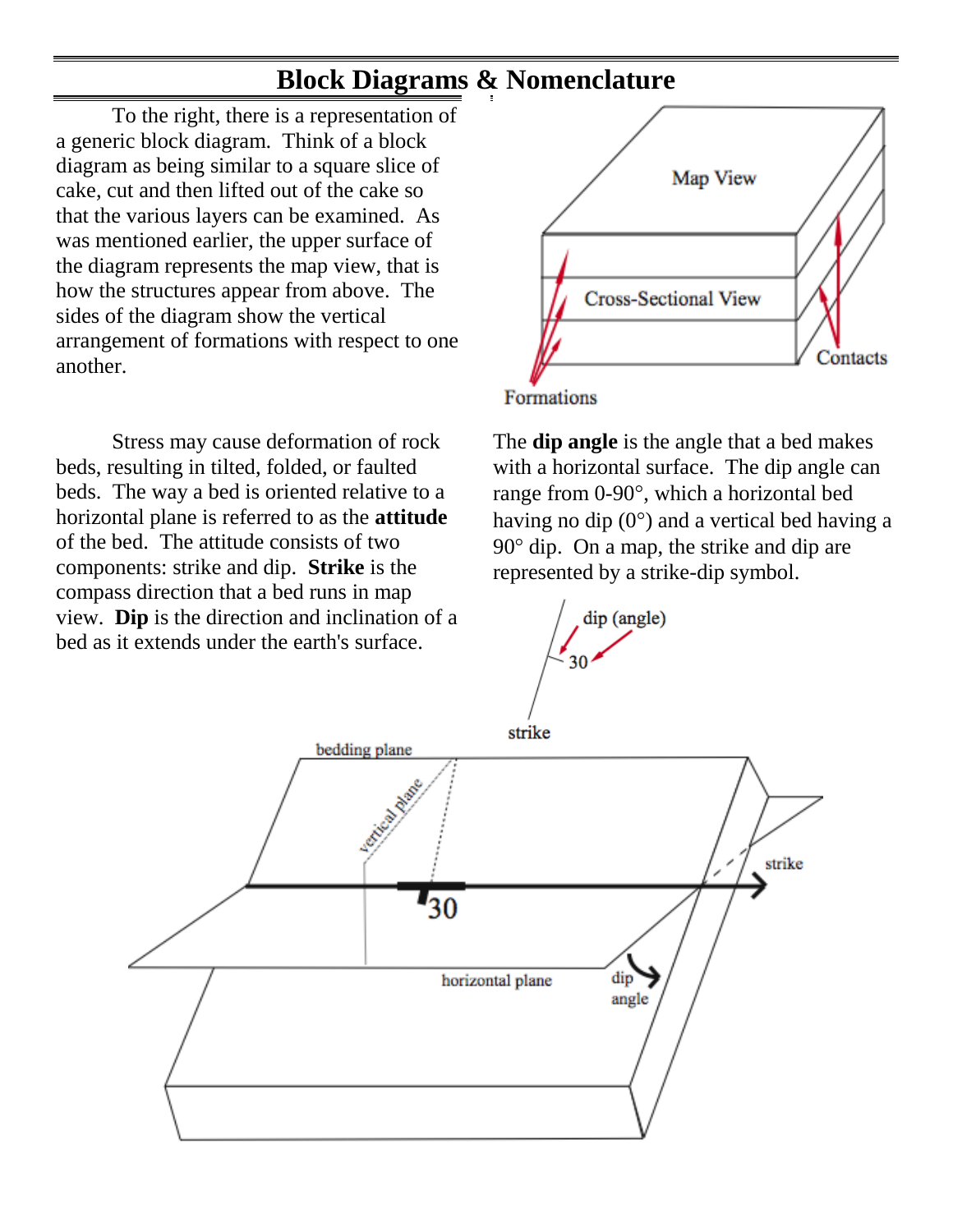## Block Diagrams & Nomenclature

To the right, there is a representation of a generic block diagram. Think of a block diagram as being similar to a square slice of cake, cut and then lifted out of the cake so that the various layers can be examined. As was mentioned earlier, the upper surface of the diagram represents the map view, that is how the structures appear from above. The sides of the diagram show the vertical arrangement of formations with respect to one another.

Map View

Cross-Sectional View

Contacts

Formations

Stress may cause deformation of rock beds, resulting in tilted, folded, or faulted beds. The way a bed is oriented relative to a horizontal plane is referred to as the **attitude** of the bed. The attitude consists of two components: strike and dip. **Strike** is the compass direction that a bed runs in map view. **Dip** is the direction and inclination of a bed as it extends under the earth's surface.

The **dip angle** is the angle that a bed makes with a horizontal surface. The dip angle can range from 0-90°, which a horizontal bed having no dip (0°) and a vertical bed having a 90° dip. On a map, the strike and dip are represented by a strike-dip symbol.

dip (angle)

30

strike

bedding plane

vertical plane

30

strike

horizontal plane

dip angle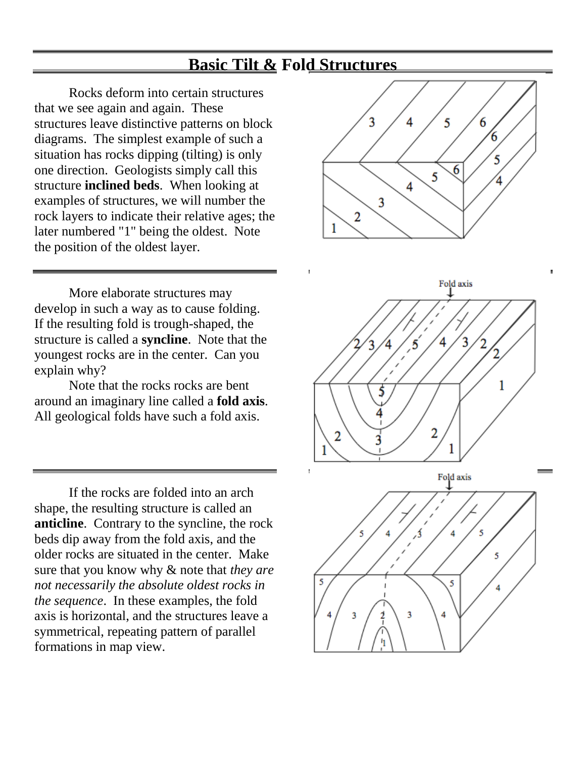## Basic Tilt & Fold Structures

Rocks deform into certain structures that we see again and again. These structures leave distinctive patterns on block diagrams. The simplest example of such a situation has rocks dipping (tilting) is only one direction. Geologists simply call this structure **inclined beds**. When looking at examples of structures, we will number the rock layers to indicate their relative ages; the later numbered "1" being the oldest. Note the position of the oldest layer.

More elaborate structures may develop in such a way as to cause folding. If the resulting fold is trough-shaped, the structure is called a **syncline**. Note that the youngest rocks are in the center. Can you explain why?

Note that the rocks rocks are bent around an imaginary line called a **fold axis**. All geological folds have such a fold axis.

If the rocks are folded into an arch shape, the resulting structure is called an **anticline**. Contrary to the syncline, the rock beds dip away from the fold axis, and the older rocks are situated in the center. Make sure that you know why & note that *they are not necessarily the absolute oldest rocks in the sequence*. In these examples, the fold axis is horizontal, and the structures leave a symmetrical, repeating pattern of parallel formations in map view.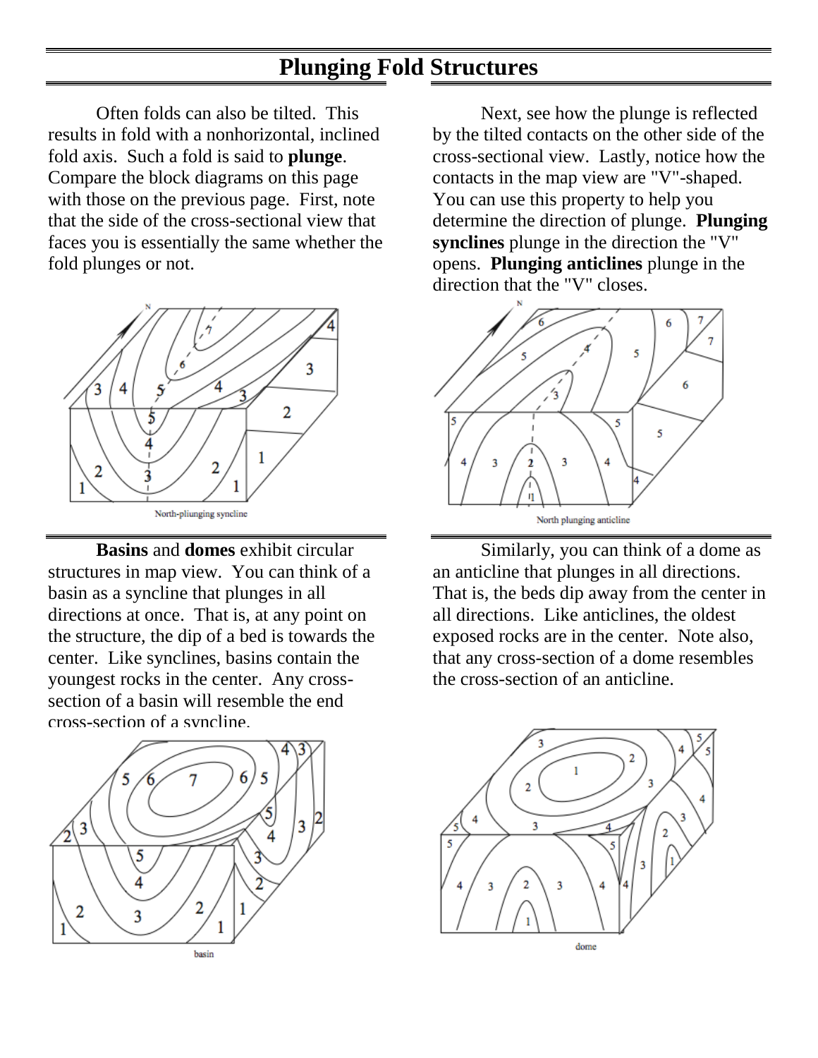# Plunging Fold Structures

Often folds can also be tilted. This results in fold with a nonhorizontal, inclined fold axis. Such a fold is said to **plunge**. Compare the block diagrams on this page with those on the previous page. First, note that the side of the cross-sectional view that faces you is essentially the same whether the fold plunges or not.

Next, see how the plunge is reflected by the tilted contacts on the other side of the cross-sectional view. Lastly, notice how the contacts in the map view are "V"-shaped. You can use this property to help you determine the direction of plunge. **Plunging synclines** plunge in the direction the "V" opens. **Plunging anticlines** plunge in the direction that the "V" closes.

North-pliunging syncline

North plunging anticline

**Basins** and **domes** exhibit circular structures in map view. You can think of a basin as a syncline that plunges in all directions at once. That is, at any point on the structure, the dip of a bed is towards the center. Like synclines, basins contain the youngest rocks in the center. Any cross-section of a basin will resemble the end cross-section of a syncline.

Similarly, you can think of a dome as an anticline that plunges in all directions. That is, the beds dip away from the center in all directions. Like anticlines, the oldest exposed rocks are in the center. Note also, that any cross-section of a dome resembles the cross-section of an anticline.

basin

dome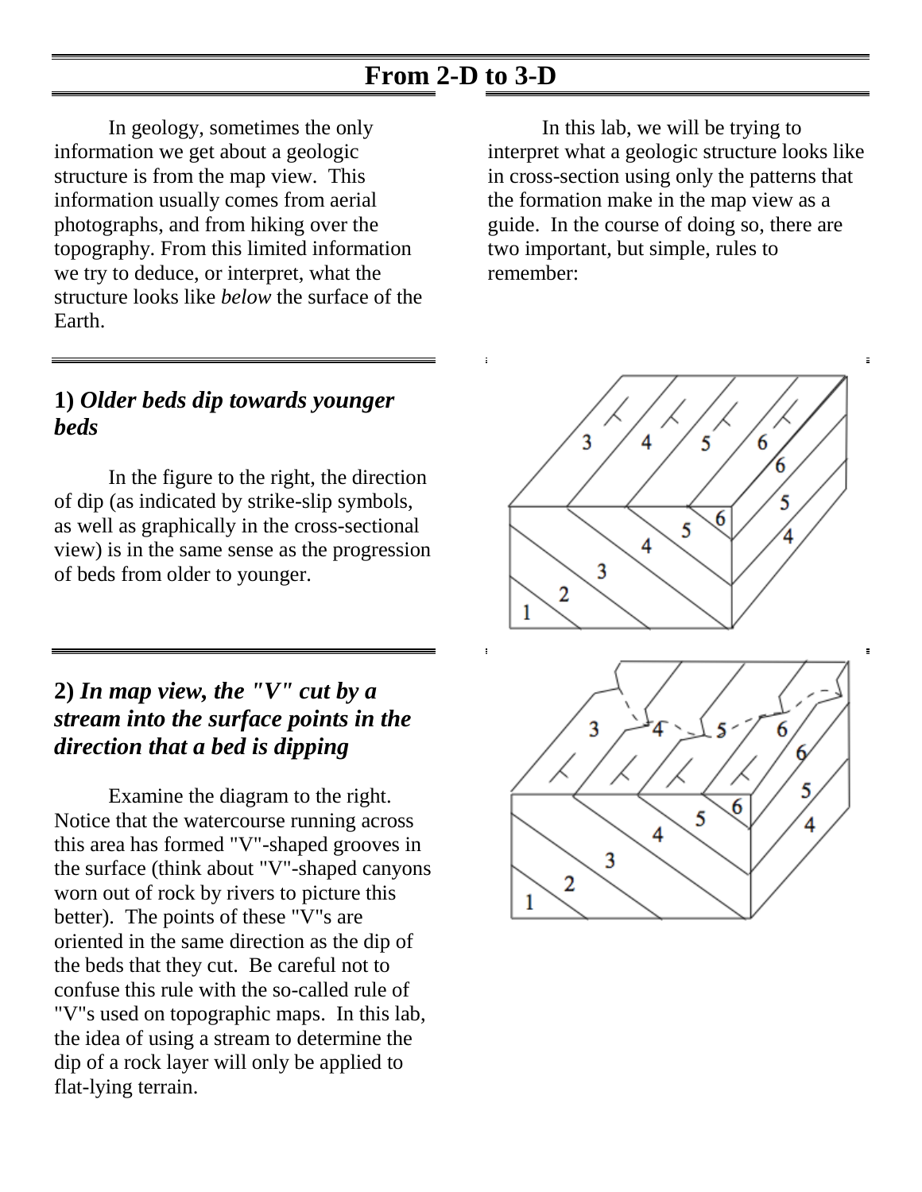# From 2-D to 3-D

In geology, sometimes the only information we get about a geologic structure is from the map view. This information usually comes from aerial photographs, and from hiking over the topography. From this limited information we try to deduce, or interpret, what the structure looks like *below* the surface of the Earth.

In this lab, we will be trying to interpret what a geologic structure looks like in cross-section using only the patterns that the formation make in the map view as a guide. In the course of doing so, there are two important, but simple, rules to remember:

## 1) *Older beds dip towards younger beds*

In the figure to the right, the direction of dip (as indicated by strike-slip symbols, as well as graphically in the cross-sectional view) is in the same sense as the progression of beds from older to younger.

## 2) *In map view, the "V" cut by a stream into the surface points in the direction that a bed is dipping*

Examine the diagram to the right. Notice that the watercourse running across this area has formed "V"-shaped grooves in the surface (think about "V"-shaped canyons worn out of rock by rivers to picture this better). The points of these "V"s are oriented in the same direction as the dip of the beds that they cut. Be careful not to confuse this rule with the so-called rule of "V"s used on topographic maps. In this lab, the idea of using a stream to determine the dip of a rock layer will only be applied to flat-lying terrain.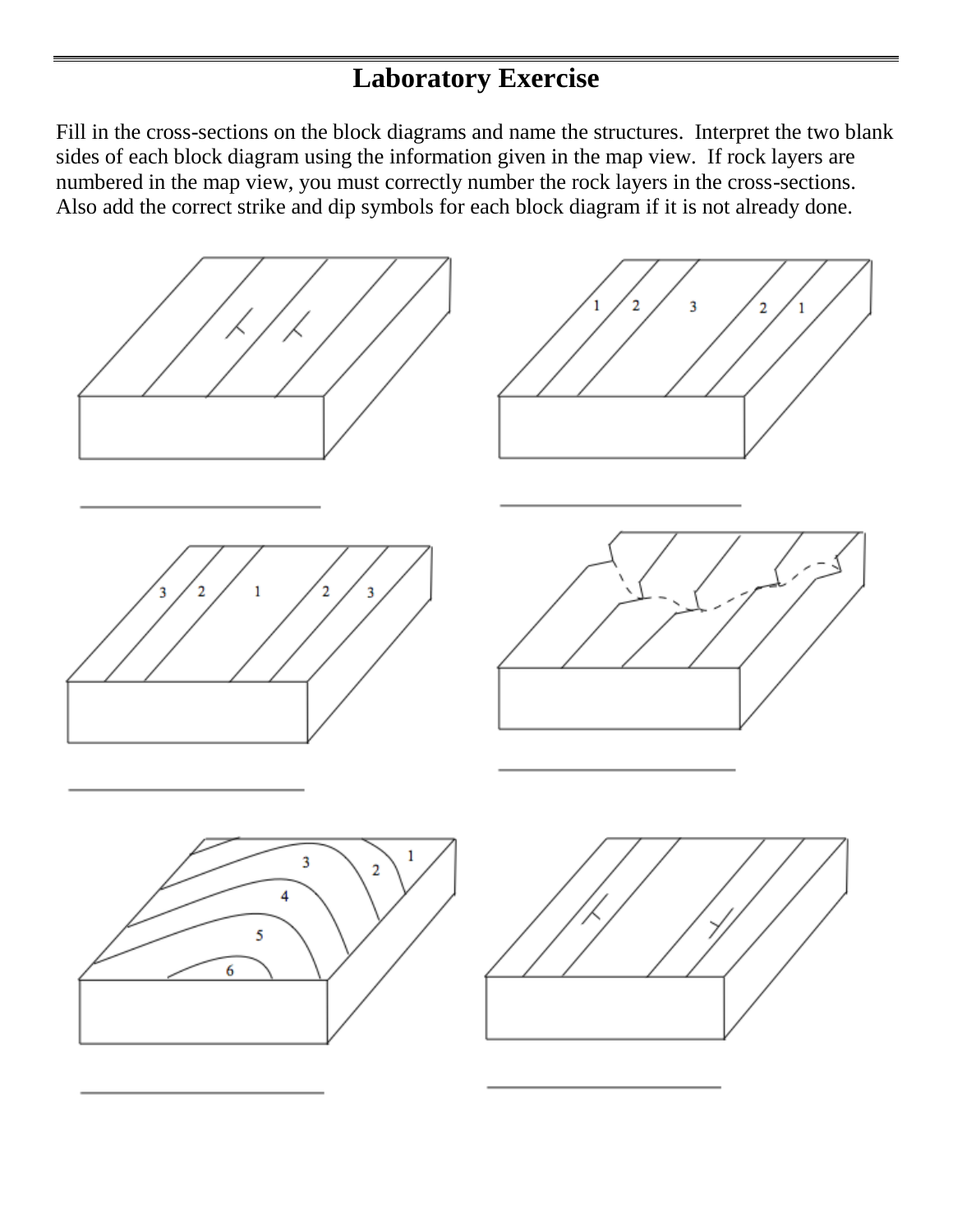# Laboratory Exercise

Fill in the cross-sections on the block diagrams and name the structures. Interpret the two blank sides of each block diagram using the information given in the map view. If rock layers are numbered in the map view, you must correctly number the rock layers in the cross-sections. Also add the correct strike and dip symbols for each block diagram if it is not already done.

1 2 3 2 1

______________________

3 2 1 2 3

______________________

3 1 2 4 5 6

______________________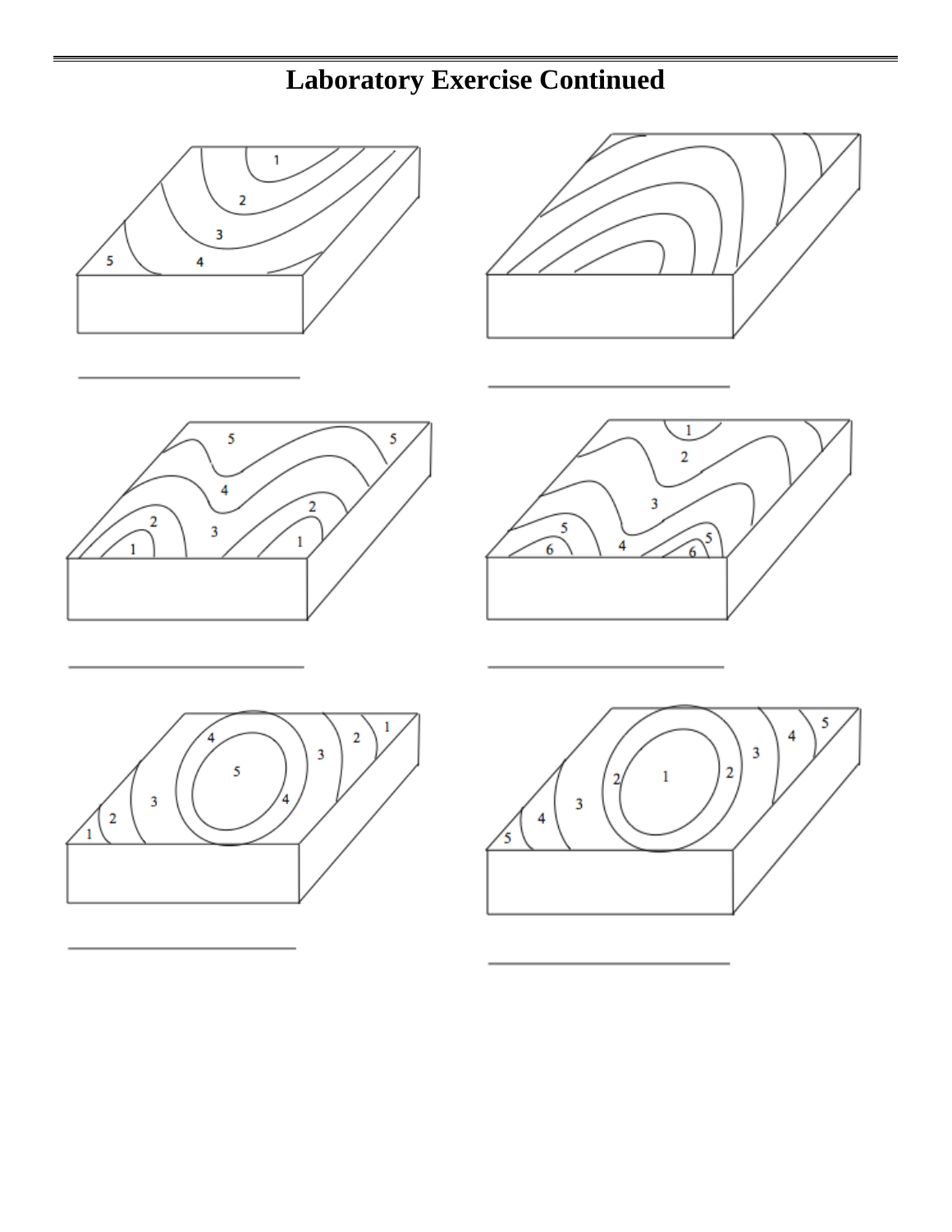# Laboratory Exercise Continued

1
2
3
5
4

\_\_\_\_\_\_\_\_\_\_\_\_\_\_\_\_\_\_\_\_\_\_

\_\_\_\_\_\_\_\_\_\_\_\_\_\_\_\_\_\_\_\_\_\_

5
5
4
2
2
3
1
1

\_\_\_\_\_\_\_\_\_\_\_\_\_\_\_\_\_\_\_\_\_\_

1
2
3
5
6
4
5
6

\_\_\_\_\_\_\_\_\_\_\_\_\_\_\_\_\_\_\_\_\_\_

4
5
4
3
2
1
3
2
1

\_\_\_\_\_\_\_\_\_\_\_\_\_\_\_\_\_\_\_\_\_\_

2
1
2
3
4
5
3
4
5

\_\_\_\_\_\_\_\_\_\_\_\_\_\_\_\_\_\_\_\_\_\_